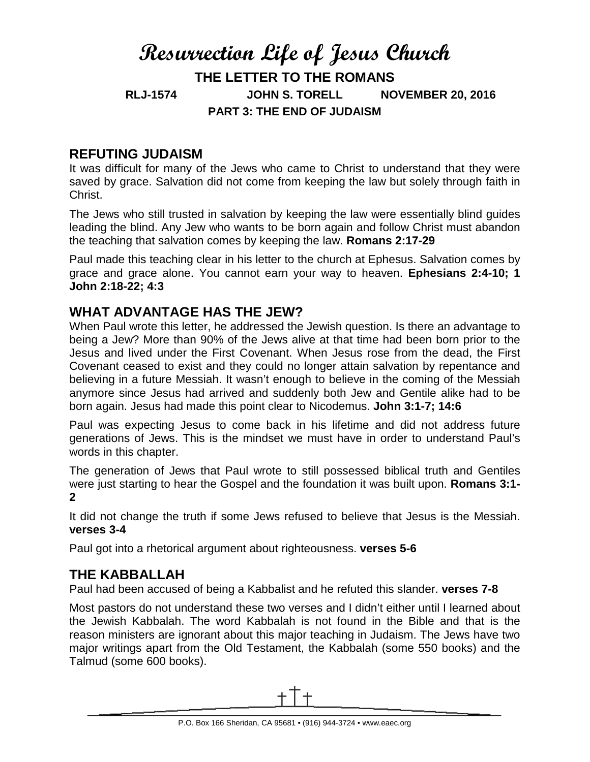# Resurrection Life of Jesus Church

## THE LETTER TO THE ROMANS

**RLJ-1574 JOHN S. TORELL NOVEMBER 20, 2016**

**PART 3: THE END OF JUDAISM**

## REFUTING JUDAISM

It was difficult for many of the Jews who came to Christ to understand that they were saved by grace. Salvation did not come from keeping the law but solely through faith in Christ.

The Jews who still trusted in salvation by keeping the law were essentially blind guides leading the blind. Any Jew who wants to be born again and follow Christ must abandon the teaching that salvation comes by keeping the law. **Romans 2:17-29**

Paul made this teaching clear in his letter to the church at Ephesus. Salvation comes by grace and grace alone. You cannot earn your way to heaven. **Ephesians 2:4-10; 1 John 2:18-22; 4:3**

## WHAT ADVANTAGE HAS THE JEW?

When Paul wrote this letter, he addressed the Jewish question. Is there an advantage to being a Jew? More than 90% of the Jews alive at that time had been born prior to the Jesus and lived under the First Covenant. When Jesus rose from the dead, the First Covenant ceased to exist and they could no longer attain salvation by repentance and believing in a future Messiah. It wasn't enough to believe in the coming of the Messiah anymore since Jesus had arrived and suddenly both Jew and Gentile alike had to be born again. Jesus had made this point clear to Nicodemus. **John 3:1-7; 14:6**

Paul was expecting Jesus to come back in his lifetime and did not address future generations of Jews. This is the mindset we must have in order to understand Paul's words in this chapter.

The generation of Jews that Paul wrote to still possessed biblical truth and Gentiles were just starting to hear the Gospel and the foundation it was built upon. **Romans 3:1-2**

It did not change the truth if some Jews refused to believe that Jesus is the Messiah. **verses 3-4**

Paul got into a rhetorical argument about righteousness. **verses 5-6**

## THE KABBALLAH

Paul had been accused of being a Kabbalist and he refuted this slander. **verses 7-8**

Most pastors do not understand these two verses and I didn't either until I learned about the Jewish Kabbalah. The word Kabbalah is not found in the Bible and that is the reason ministers are ignorant about this major teaching in Judaism. The Jews have two major writings apart from the Old Testament, the Kabbalah (some 550 books) and the Talmud (some 600 books).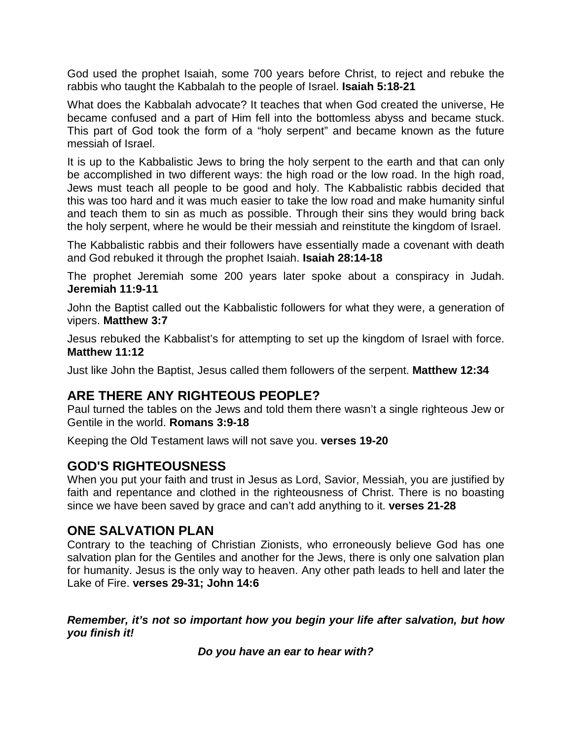God used the prophet Isaiah, some 700 years before Christ, to reject and rebuke the rabbis who taught the Kabbalah to the people of Israel. **Isaiah 5:18-21**

What does the Kabbalah advocate? It teaches that when God created the universe, He became confused and a part of Him fell into the bottomless abyss and became stuck. This part of God took the form of a "holy serpent" and became known as the future messiah of Israel.

It is up to the Kabbalistic Jews to bring the holy serpent to the earth and that can only be accomplished in two different ways: the high road or the low road. In the high road, Jews must teach all people to be good and holy. The Kabbalistic rabbis decided that this was too hard and it was much easier to take the low road and make humanity sinful and teach them to sin as much as possible. Through their sins they would bring back the holy serpent, where he would be their messiah and reinstitute the kingdom of Israel.

The Kabbalistic rabbis and their followers have essentially made a covenant with death and God rebuked it through the prophet Isaiah. **Isaiah 28:14-18**

The prophet Jeremiah some 200 years later spoke about a conspiracy in Judah. **Jeremiah 11:9-11**

John the Baptist called out the Kabbalistic followers for what they were, a generation of vipers. **Matthew 3:7**

Jesus rebuked the Kabbalist's for attempting to set up the kingdom of Israel with force. **Matthew 11:12**

Just like John the Baptist, Jesus called them followers of the serpent. **Matthew 12:34**

## ARE THERE ANY RIGHTEOUS PEOPLE?

Paul turned the tables on the Jews and told them there wasn't a single righteous Jew or Gentile in the world. **Romans 3:9-18**

Keeping the Old Testament laws will not save you. **verses 19-20**

## GOD'S RIGHTEOUSNESS

When you put your faith and trust in Jesus as Lord, Savior, Messiah, you are justified by faith and repentance and clothed in the righteousness of Christ. There is no boasting since we have been saved by grace and can't add anything to it. **verses 21-28**

## ONE SALVATION PLAN

Contrary to the teaching of Christian Zionists, who erroneously believe God has one salvation plan for the Gentiles and another for the Jews, there is only one salvation plan for humanity. Jesus is the only way to heaven. Any other path leads to hell and later the Lake of Fire. **verses 29-31; John 14:6**

***Remember, it's not so important how you begin your life after salvation, but how you finish it!***

***Do you have an ear to hear with?***